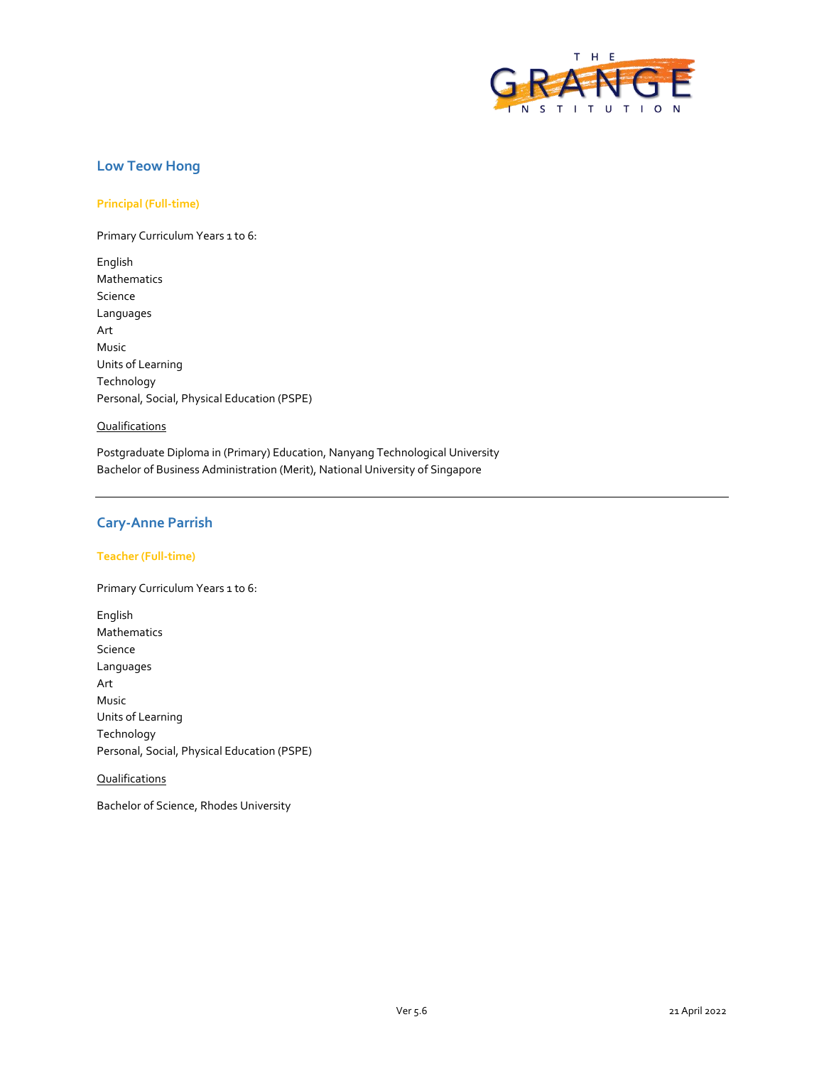## Low Teow Hong

### Principal (Full-time)

Primary Curriculum Years 1 to 6:

English
Mathematics
Science
Languages
Art
Music
Units of Learning
Technology
Personal, Social, Physical Education (PSPE)

Qualifications

Postgraduate Diploma in (Primary) Education, Nanyang Technological University
Bachelor of Business Administration (Merit), National University of Singapore

---

## Cary-Anne Parrish

### Teacher (Full-time)

Primary Curriculum Years 1 to 6:

English
Mathematics
Science
Languages
Art
Music
Units of Learning
Technology
Personal, Social, Physical Education (PSPE)

Qualifications

Bachelor of Science, Rhodes University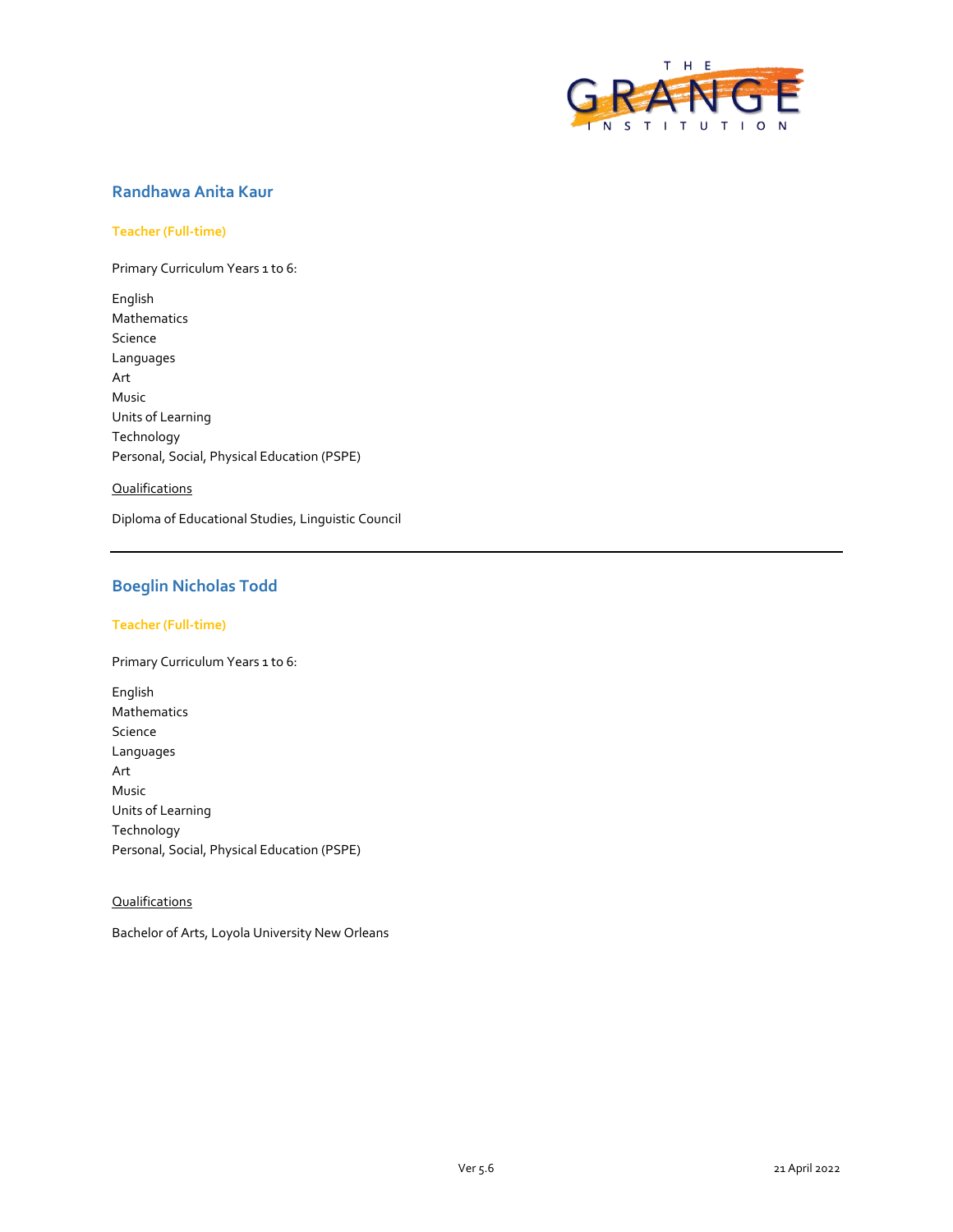## Randhawa Anita Kaur

**Teacher (Full-time)**

Primary Curriculum Years 1 to 6:

English
Mathematics
Science
Languages
Art
Music
Units of Learning
Technology
Personal, Social, Physical Education (PSPE)

Qualifications

Diploma of Educational Studies, Linguistic Council

---

## Boeglin Nicholas Todd

**Teacher (Full-time)**

Primary Curriculum Years 1 to 6:

English
Mathematics
Science
Languages
Art
Music
Units of Learning
Technology
Personal, Social, Physical Education (PSPE)

Qualifications

Bachelor of Arts, Loyola University New Orleans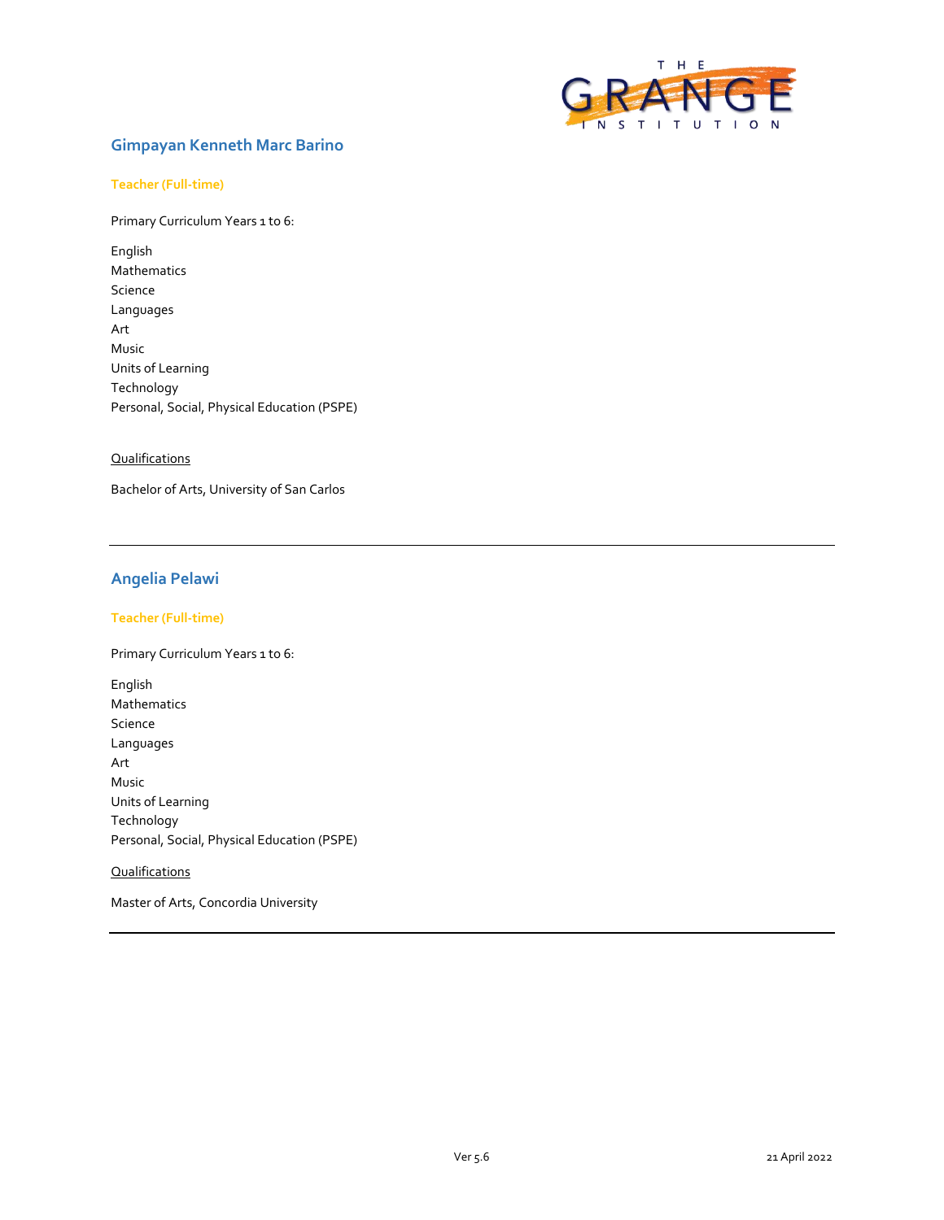## Gimpayan Kenneth Marc Barino

### Teacher (Full-time)

Primary Curriculum Years 1 to 6:

English
Mathematics
Science
Languages
Art
Music
Units of Learning
Technology
Personal, Social, Physical Education (PSPE)

Qualifications

Bachelor of Arts, University of San Carlos

---

## Angelia Pelawi

### Teacher (Full-time)

Primary Curriculum Years 1 to 6:

English
Mathematics
Science
Languages
Art
Music
Units of Learning
Technology
Personal, Social, Physical Education (PSPE)

Qualifications

Master of Arts, Concordia University

---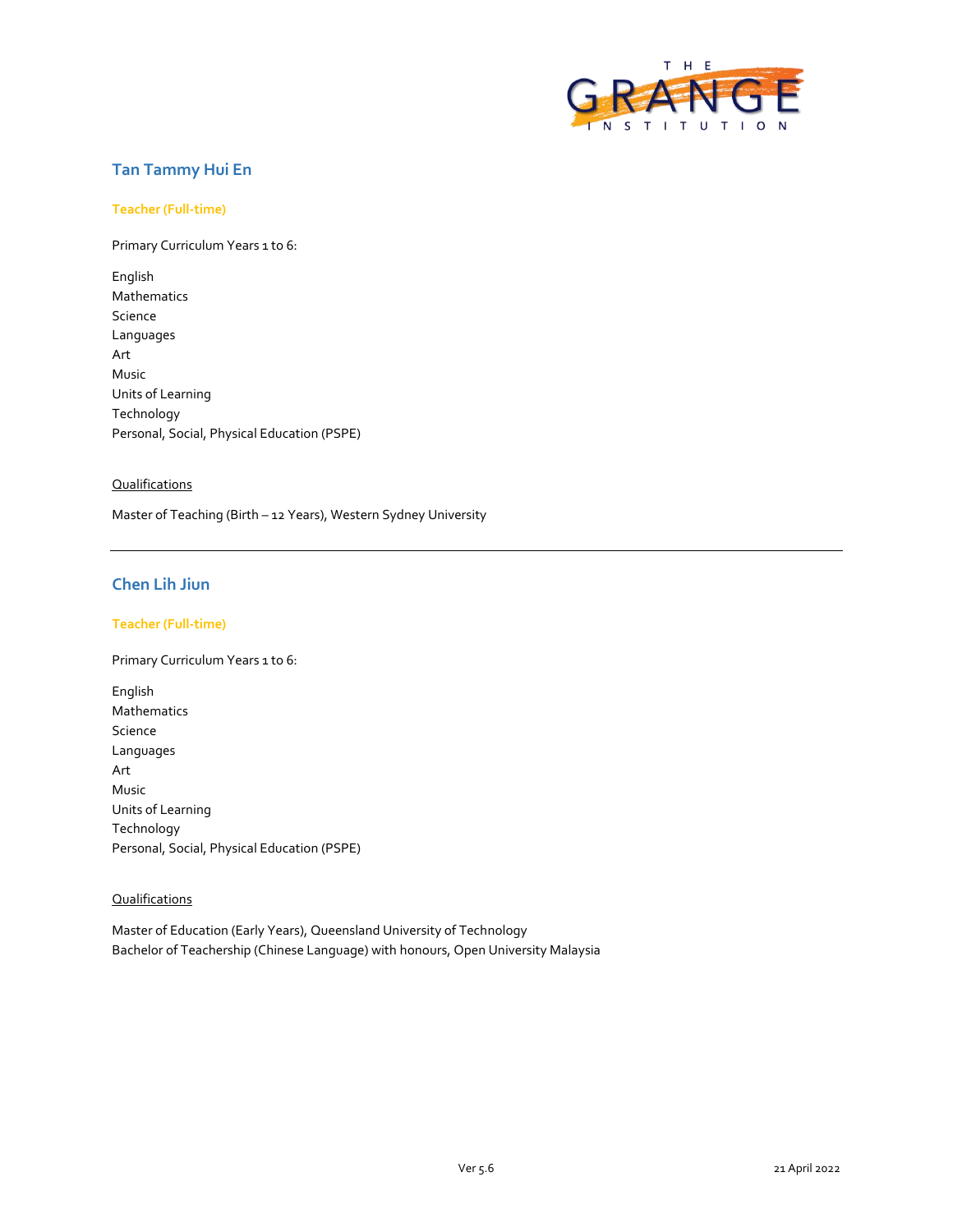## Tan Tammy Hui En

**Teacher (Full-time)**

Primary Curriculum Years 1 to 6:

English
Mathematics
Science
Languages
Art
Music
Units of Learning
Technology
Personal, Social, Physical Education (PSPE)

Qualifications

Master of Teaching (Birth – 12 Years), Western Sydney University

---

## Chen Lih Jiun

**Teacher (Full-time)**

Primary Curriculum Years 1 to 6:

English
Mathematics
Science
Languages
Art
Music
Units of Learning
Technology
Personal, Social, Physical Education (PSPE)

Qualifications

Master of Education (Early Years), Queensland University of Technology
Bachelor of Teachership (Chinese Language) with honours, Open University Malaysia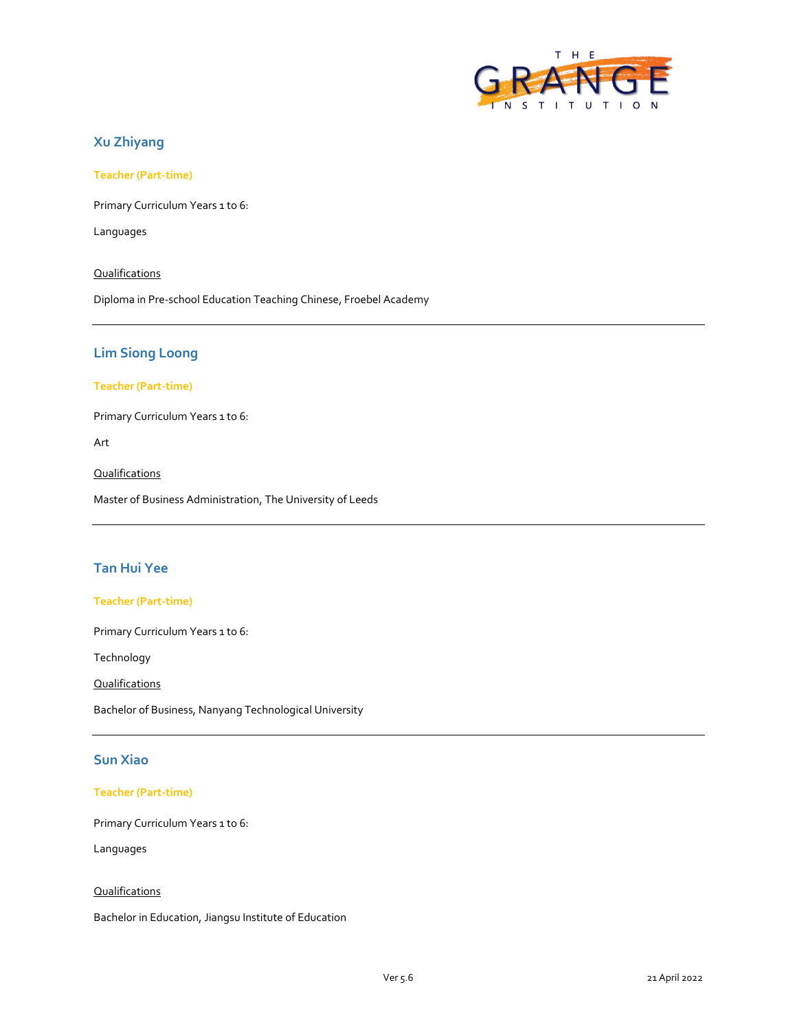## Xu Zhiyang

**Teacher (Part-time)**

Primary Curriculum Years 1 to 6:

Languages

Qualifications

Diploma in Pre-school Education Teaching Chinese, Froebel Academy

---

## Lim Siong Loong

**Teacher (Part-time)**

Primary Curriculum Years 1 to 6:

Art

Qualifications

Master of Business Administration, The University of Leeds

---

## Tan Hui Yee

**Teacher (Part-time)**

Primary Curriculum Years 1 to 6:

Technology

Qualifications

Bachelor of Business, Nanyang Technological University

---

## Sun Xiao

**Teacher (Part-time)**

Primary Curriculum Years 1 to 6:

Languages

Qualifications

Bachelor in Education, Jiangsu Institute of Education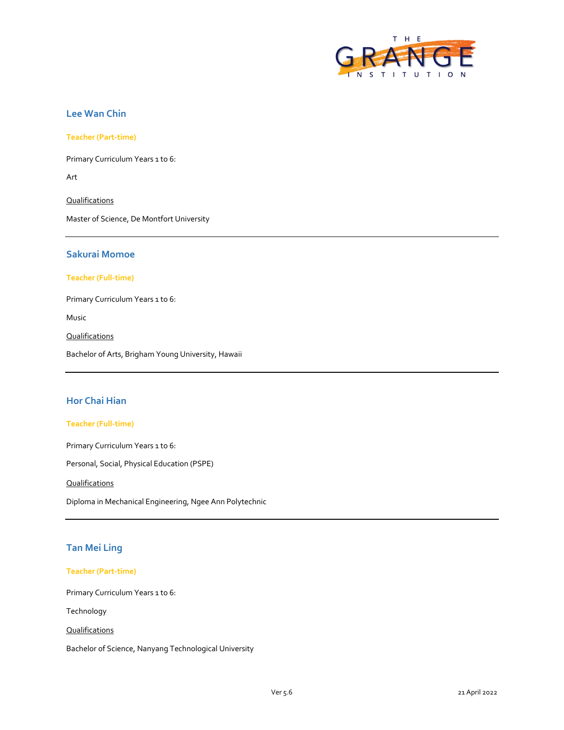## Lee Wan Chin

**Teacher (Part-time)**

Primary Curriculum Years 1 to 6:

Art

Qualifications

Master of Science, De Montfort University

---

## Sakurai Momoe

**Teacher (Full-time)**

Primary Curriculum Years 1 to 6:

Music

Qualifications

Bachelor of Arts, Brigham Young University, Hawaii

---

## Hor Chai Hian

**Teacher (Full-time)**

Primary Curriculum Years 1 to 6:

Personal, Social, Physical Education (PSPE)

Qualifications

Diploma in Mechanical Engineering, Ngee Ann Polytechnic

---

## Tan Mei Ling

**Teacher (Part-time)**

Primary Curriculum Years 1 to 6:

Technology

Qualifications

Bachelor of Science, Nanyang Technological University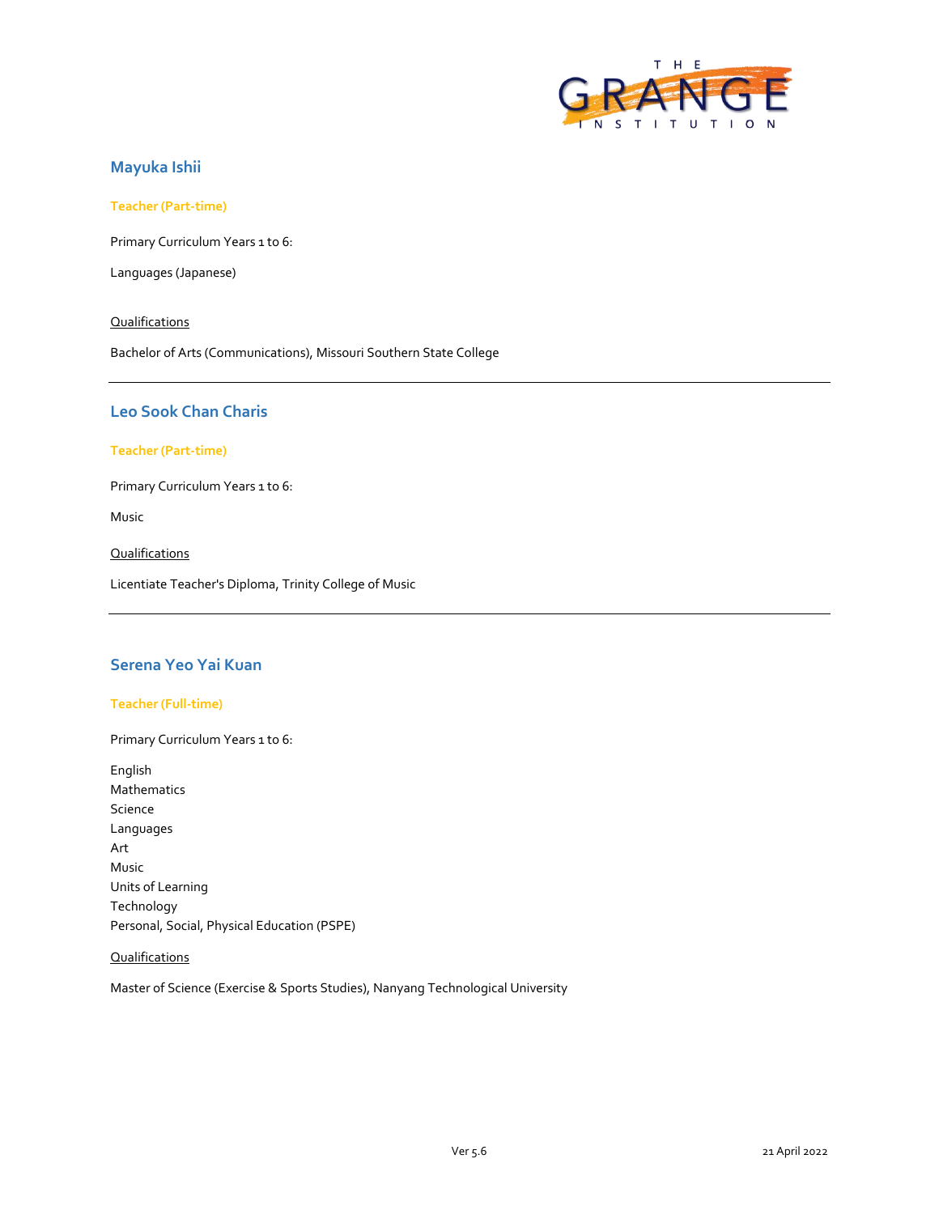## Mayuka Ishii

**Teacher (Part-time)**

Primary Curriculum Years 1 to 6:

Languages (Japanese)

Qualifications

Bachelor of Arts (Communications), Missouri Southern State College

---

## Leo Sook Chan Charis

**Teacher (Part-time)**

Primary Curriculum Years 1 to 6:

Music

Qualifications

Licentiate Teacher's Diploma, Trinity College of Music

---

## Serena Yeo Yai Kuan

**Teacher (Full-time)**

Primary Curriculum Years 1 to 6:

English
Mathematics
Science
Languages
Art
Music
Units of Learning
Technology
Personal, Social, Physical Education (PSPE)

Qualifications

Master of Science (Exercise & Sports Studies), Nanyang Technological University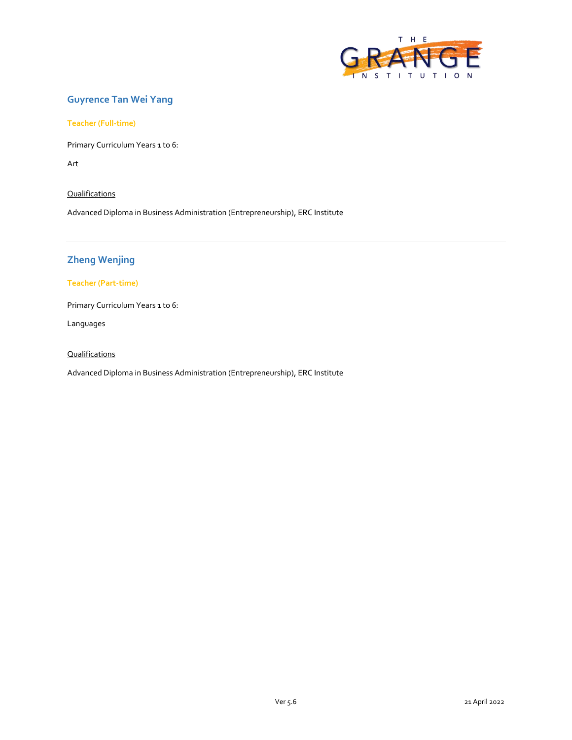## Guyrence Tan Wei Yang

**Teacher (Full-time)**

Primary Curriculum Years 1 to 6:

Art

Qualifications

Advanced Diploma in Business Administration (Entrepreneurship), ERC Institute

---

## Zheng Wenjing

**Teacher (Part-time)**

Primary Curriculum Years 1 to 6:

Languages

Qualifications

Advanced Diploma in Business Administration (Entrepreneurship), ERC Institute